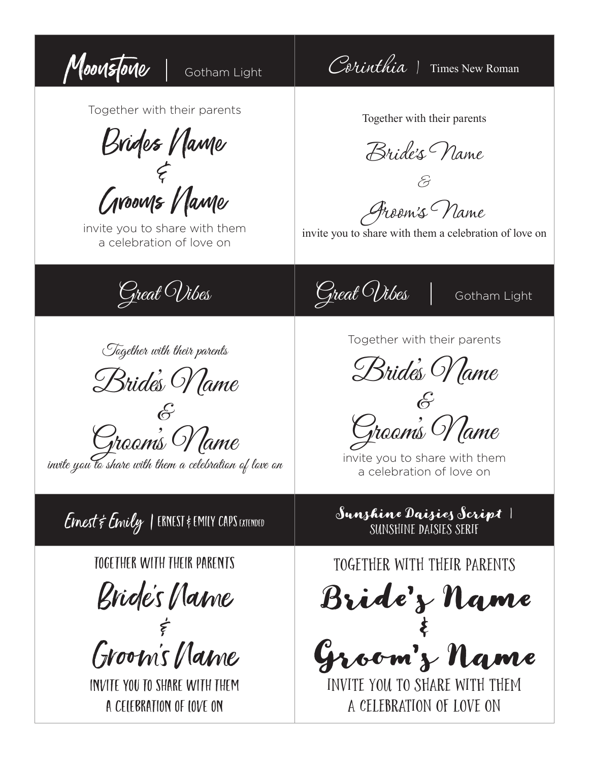## Moonstone | Gotham Light

Together with their parents

Brides Name

&

Grooms Name

invite you to share with them
a celebration of love on

## Corinthia | Times New Roman

Together with their parents

Bride's Name

&

Groom's Name

invite you to share with them a celebration of love on

## Great Vibes

Together with their parents

Bride's Name

&

Groom's Name

invite you to share with them a celebration of love on

## Great Vibes | Gotham Light

Together with their parents

Bride's Name

&

Groom's Name

invite you to share with them
a celebration of love on

## Ernest & Emily | ERNEST & EMILY CAPS EXTENDED

TOGETHER WITH THEIR PARENTS

Bride's Name

&

Groom's Name

INVITE YOU TO SHARE WITH THEM
A CELEBRATION OF LOVE ON

## Sunshine Daisies Script | SUNSHINE DAISIES SERIF

TOGETHER WITH THEIR PARENTS

Bride's Name

&

Groom's Name

INVITE YOU TO SHARE WITH THEM
A CELEBRATION OF LOVE ON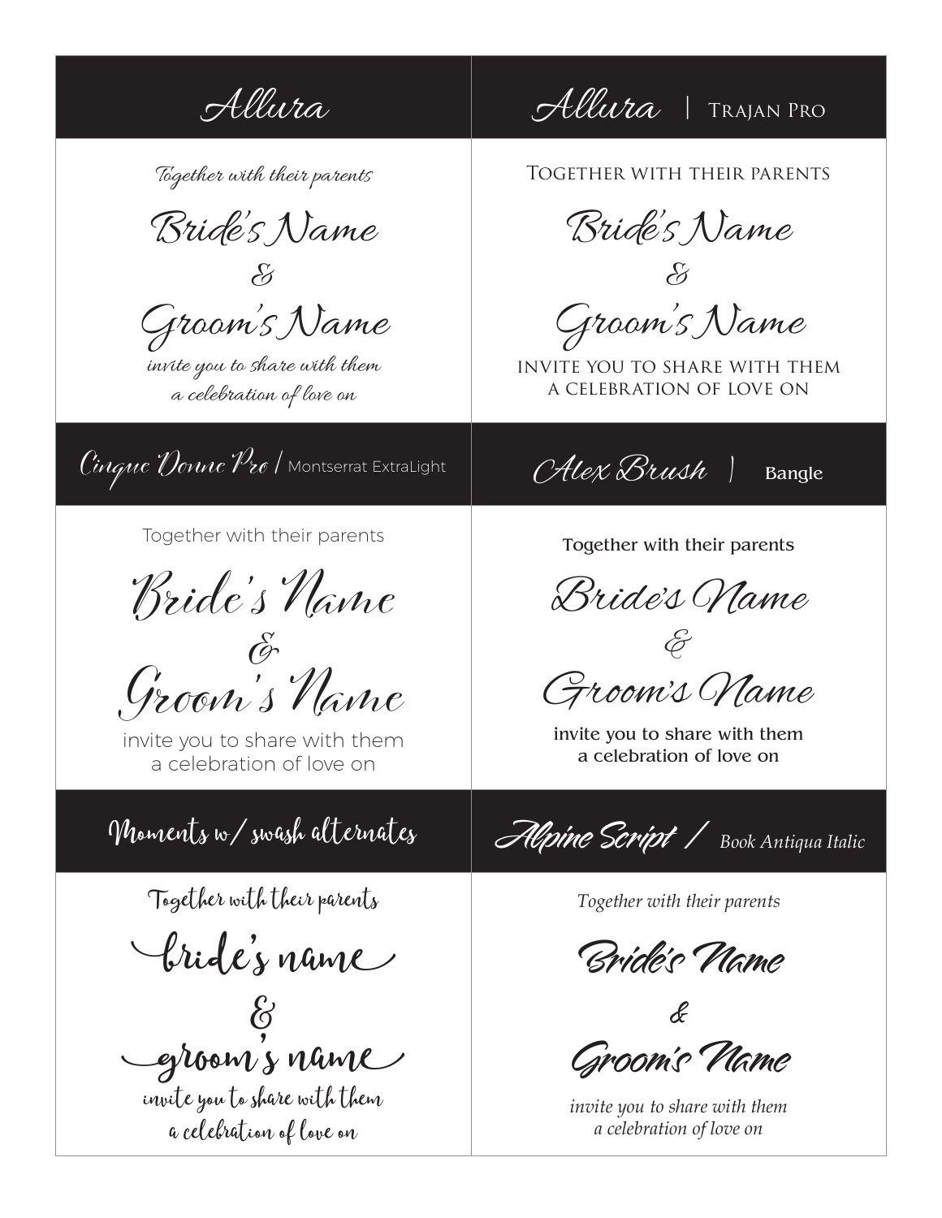## Allura

Together with their parents

Bride's Name

&

Groom's Name

invite you to share with them
a celebration of love on

## Allura | Trajan Pro

TOGETHER WITH THEIR PARENTS

Bride's Name

&

Groom's Name

INVITE YOU TO SHARE WITH THEM
A CELEBRATION OF LOVE ON

## Cinque Donne Pro | Montserrat ExtraLight

Together with their parents

Bride's Name

&

Groom's Name

invite you to share with them
a celebration of love on

## Alex Brush | Bangle

Together with their parents

Bride's Name

&

Groom's Name

invite you to share with them
a celebration of love on

## Moments w/ swash alternates

Together with their parents

bride's name

&

groom's name

invite you to share with them
a celebration of love on

## Alpine Script / Book Antiqua Italic

*Together with their parents*

Bride's Name

&

Groom's Name

*invite you to share with them*
*a celebration of love on*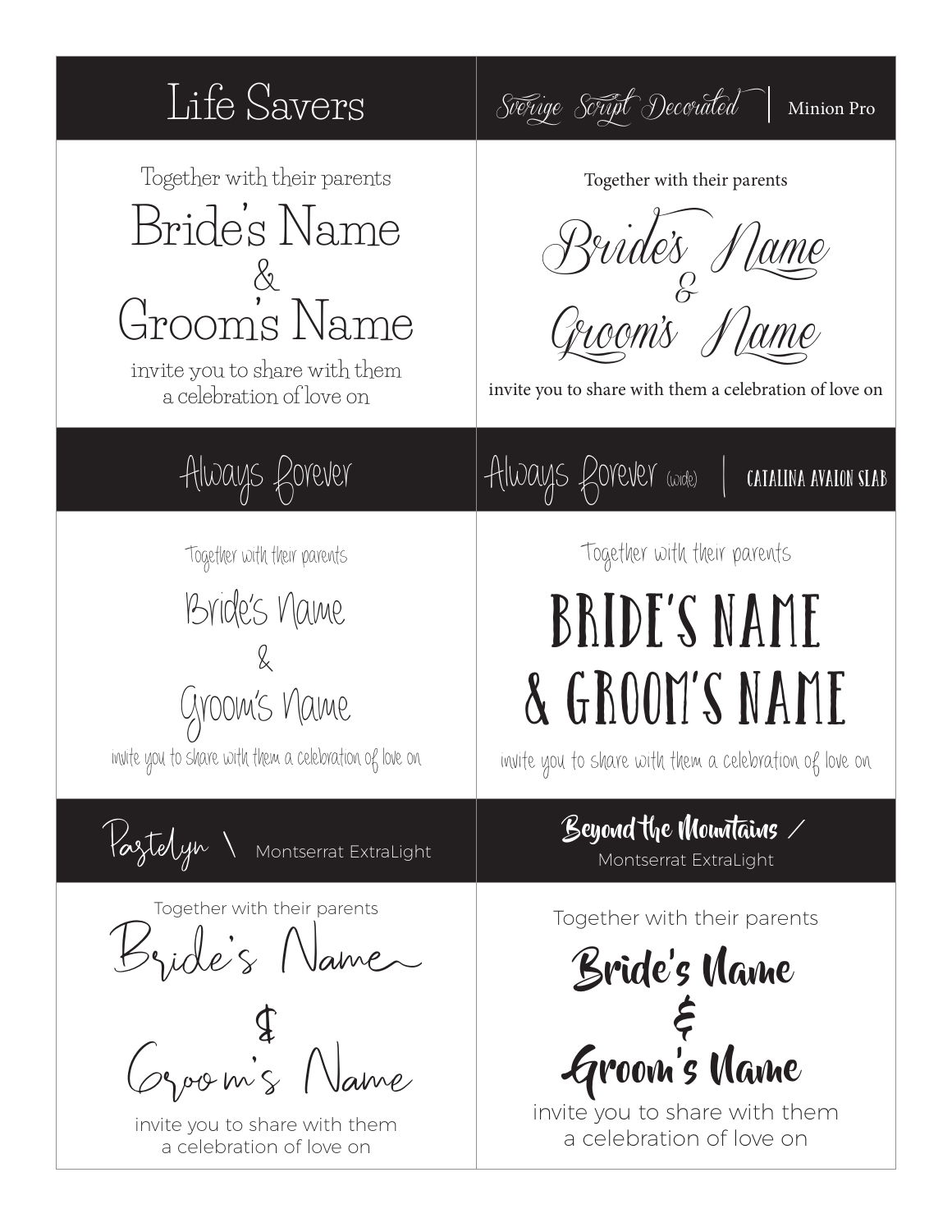## Life Savers

Together with their parents

Bride's Name

&

Groom's Name

invite you to share with them
a celebration of love on

## Sverige Script Decorated | Minion Pro

Together with their parents

Bride's Name

&

Groom's Name

invite you to share with them a celebration of love on

## Always Forever

Together with their parents

Bride's Name

&

Groom's Name

invite you to share with them a celebration of love on

## Always Forever (wide) | CATALINA AVALON SLAB

Together with their parents

BRIDE'S NAME
& GROOM'S NAME

invite you to share with them a celebration of love on

## Pastelyn \ Montserrat ExtraLight

Together with their parents

Bride's Name

&

Groom's Name

invite you to share with them
a celebration of love on

## Beyond the Mountains / Montserrat ExtraLight

Together with their parents

Bride's Name

&

Groom's Name

invite you to share with them
a celebration of love on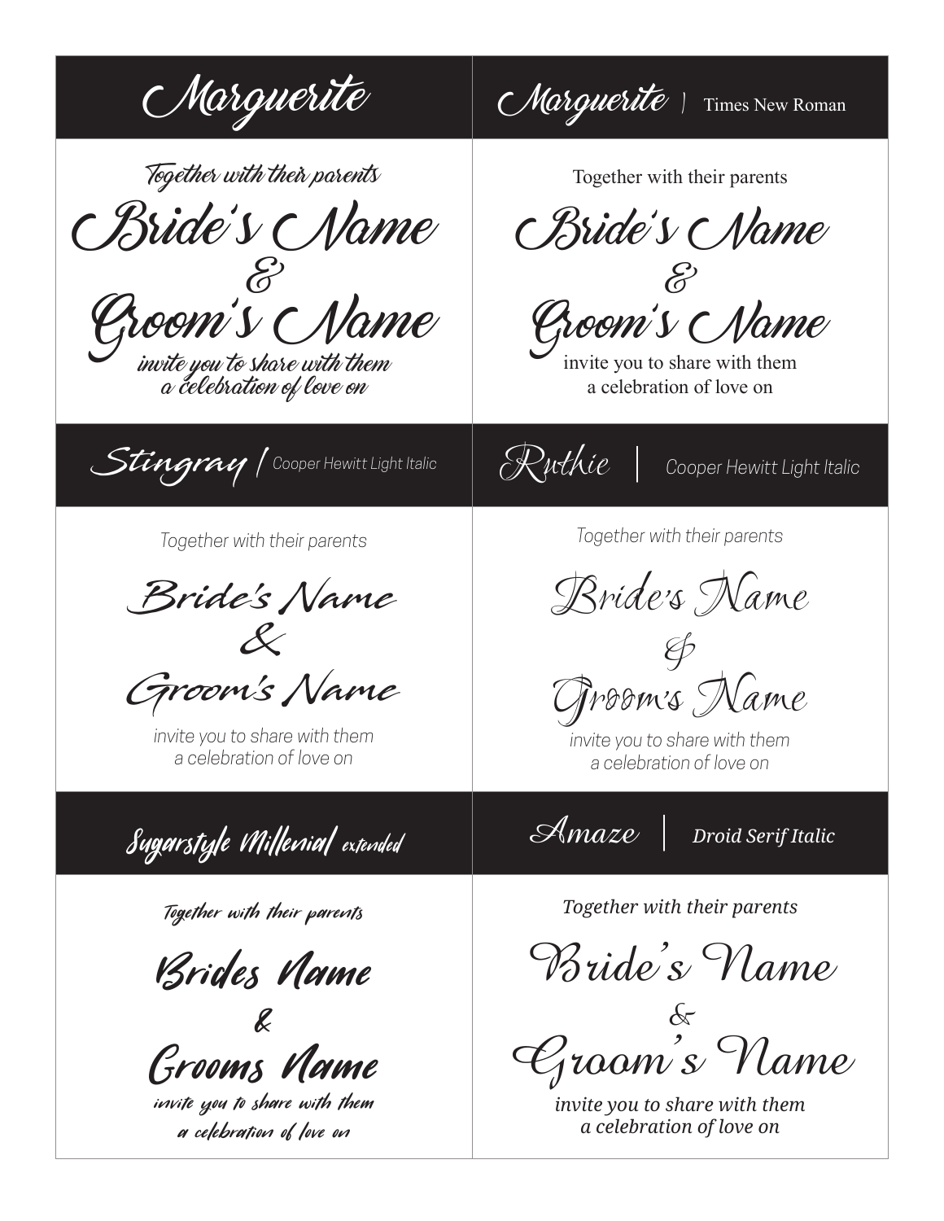## Marguerite

Together with their parents

Bride's Name
&
Groom's Name

invite you to share with them
a celebration of love on

## Marguerite | Times New Roman

Together with their parents

Bride's Name
&
Groom's Name

invite you to share with them
a celebration of love on

## Stingray | Cooper Hewitt Light Italic

*Together with their parents*

Bride's Name
&
Groom's Name

*invite you to share with them*
*a celebration of love on*

## Ruthie | Cooper Hewitt Light Italic

*Together with their parents*

Bride's Name
&
Groom's Name

*invite you to share with them*
*a celebration of love on*

## Sugarstyle Millenial extended

Together with their parents

Brides Name
&
Grooms Name

invite you to share with them
a celebration of love on

## Amaze | Droid Serif Italic

*Together with their parents*

Bride's Name
&
Groom's Name

*invite you to share with them*
*a celebration of love on*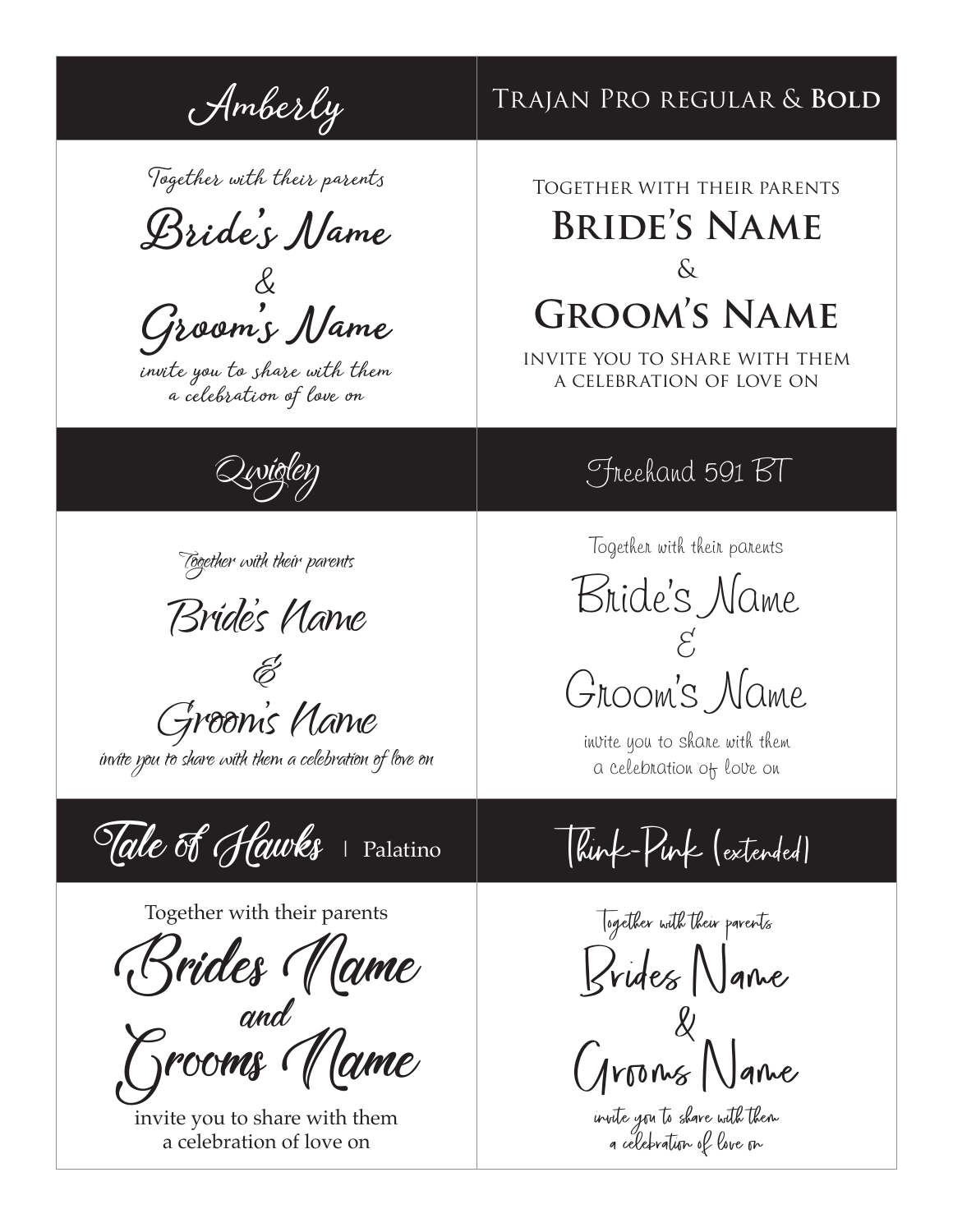## Amberly

Together with their parents

Bride's Name

&

Groom's Name

invite you to share with them
a celebration of love on

## Trajan Pro regular & **Bold**

Together with their parents

**Bride's Name**

&

**Groom's Name**

invite you to share with them
a celebration of love on

## Qwigley

Together with their parents

Bride's Name

&

Groom's Name

invite you to share with them a celebration of love on

## Freehand 591 BT

Together with their parents

Bride's Name

&

Groom's Name

invite you to share with them
a celebration of love on

## Tale of Hawks | Palatino

Together with their parents

Brides Name

and

Grooms Name

invite you to share with them
a celebration of love on

## Think-Pink (extended)

Together with their parents

Brides Name

&

Grooms Name

invite you to share with them
a celebration of love on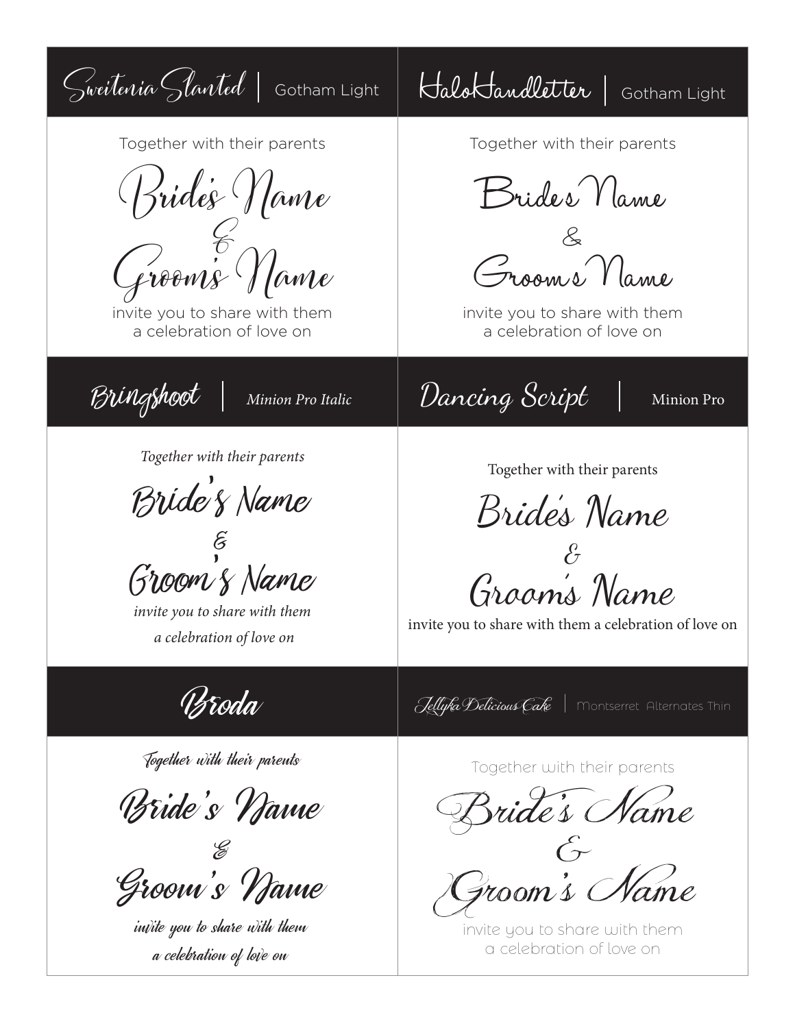## Sweitenia Slanted | Gotham Light

Together with their parents

Bride's Name

&

Groom's Name

invite you to share with them
a celebration of love on

## HaloHandletter | Gotham Light

Together with their parents

Bride's Name

&

Groom's Name

invite you to share with them
a celebration of love on

## Bringshoot | Minion Pro Italic

*Together with their parents*

Bride's Name

&

Groom's Name

*invite you to share with them*
*a celebration of love on*

## Dancing Script | Minion Pro

Together with their parents

Bride's Name

&

Groom's Name

invite you to share with them a celebration of love on

## Broda

Together with their parents

Bride's Name

&

Groom's Name

invite you to share with them
a celebration of love on

## Jellyka Delicious Cake | Montserret Alternates Thin

Together with their parents

Bride's Name

&

Groom's Name

invite you to share with them
a celebration of love on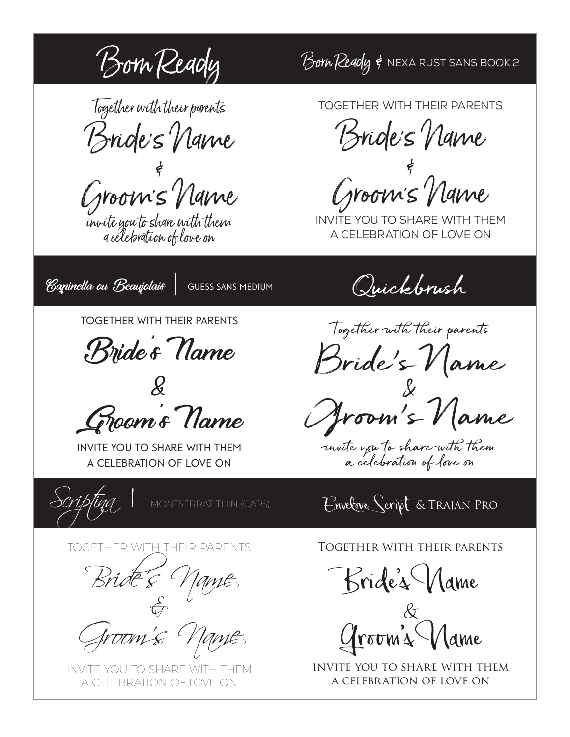## Born Ready

Together with their parents

Bride's Name

&

Groom's Name

invite you to share with them
a celebration of love on

## Born Ready & NEXA RUST SANS BOOK 2

TOGETHER WITH THEIR PARENTS

Bride's Name

&

Groom's Name

INVITE YOU TO SHARE WITH THEM
A CELEBRATION OF LOVE ON

## Capinella ou Beaujolais | GUESS SANS MEDIUM

TOGETHER WITH THEIR PARENTS

Bride's Name

&

Groom's Name

INVITE YOU TO SHARE WITH THEM
A CELEBRATION OF LOVE ON

## Quickbrush

Together with their parents

Bride's Name

&

Groom's Name

invite you to share with them
a celebration of love on

## Scriptina | MONTSERRAT THIN (CAPS)

TOGETHER WITH THEIR PARENTS

Bride's Name

&

Groom's Name

INVITE YOU TO SHARE WITH THEM
A CELEBRATION OF LOVE ON

## Envelove Script & Trajan Pro

Together with their parents

Bride's Name

&

Groom's Name

INVITE YOU TO SHARE WITH THEM
A CELEBRATION OF LOVE ON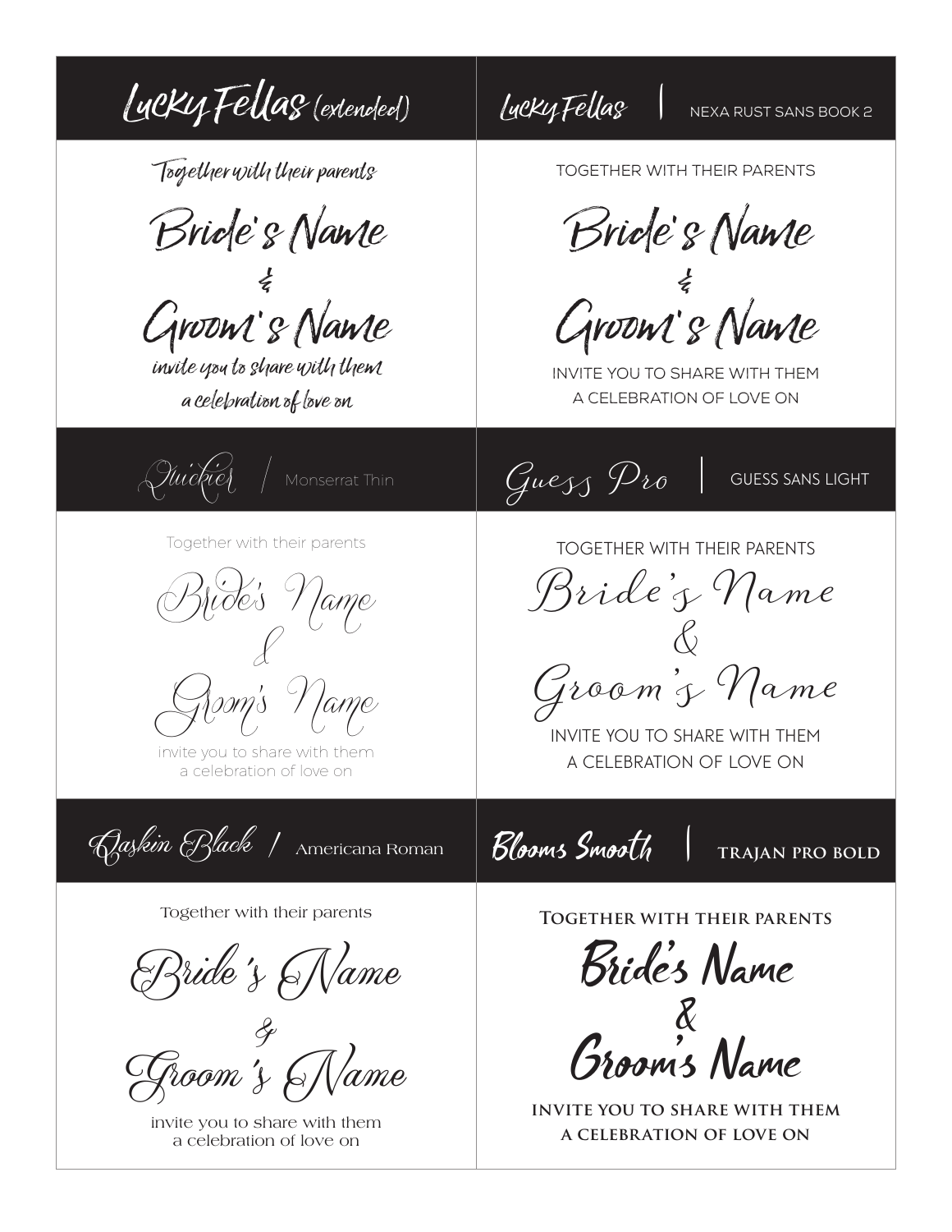## Lucky Fellas (extended)

Together with their parents

Bride's Name

&

Groom's Name

invite you to share with them

a celebration of love on

## Lucky Fellas | NEXA RUST SANS BOOK 2

TOGETHER WITH THEIR PARENTS

Bride's Name

&

Groom's Name

INVITE YOU TO SHARE WITH THEM

A CELEBRATION OF LOVE ON

## Quickier / Monserrat Thin

Together with their parents

Bride's Name

&

Groom's Name

invite you to share with them

a celebration of love on

## Guess Pro | GUESS SANS LIGHT

TOGETHER WITH THEIR PARENTS

Bride's Name

&

Groom's Name

INVITE YOU TO SHARE WITH THEM

A CELEBRATION OF LOVE ON

## Qaskin Black / Americana Roman

Together with their parents

Bride's Name

&

Groom's Name

invite you to share with them

a celebration of love on

## Blooms Smooth | TRAJAN PRO BOLD

TOGETHER WITH THEIR PARENTS

Bride's Name

&

Groom's Name

INVITE YOU TO SHARE WITH THEM

A CELEBRATION OF LOVE ON